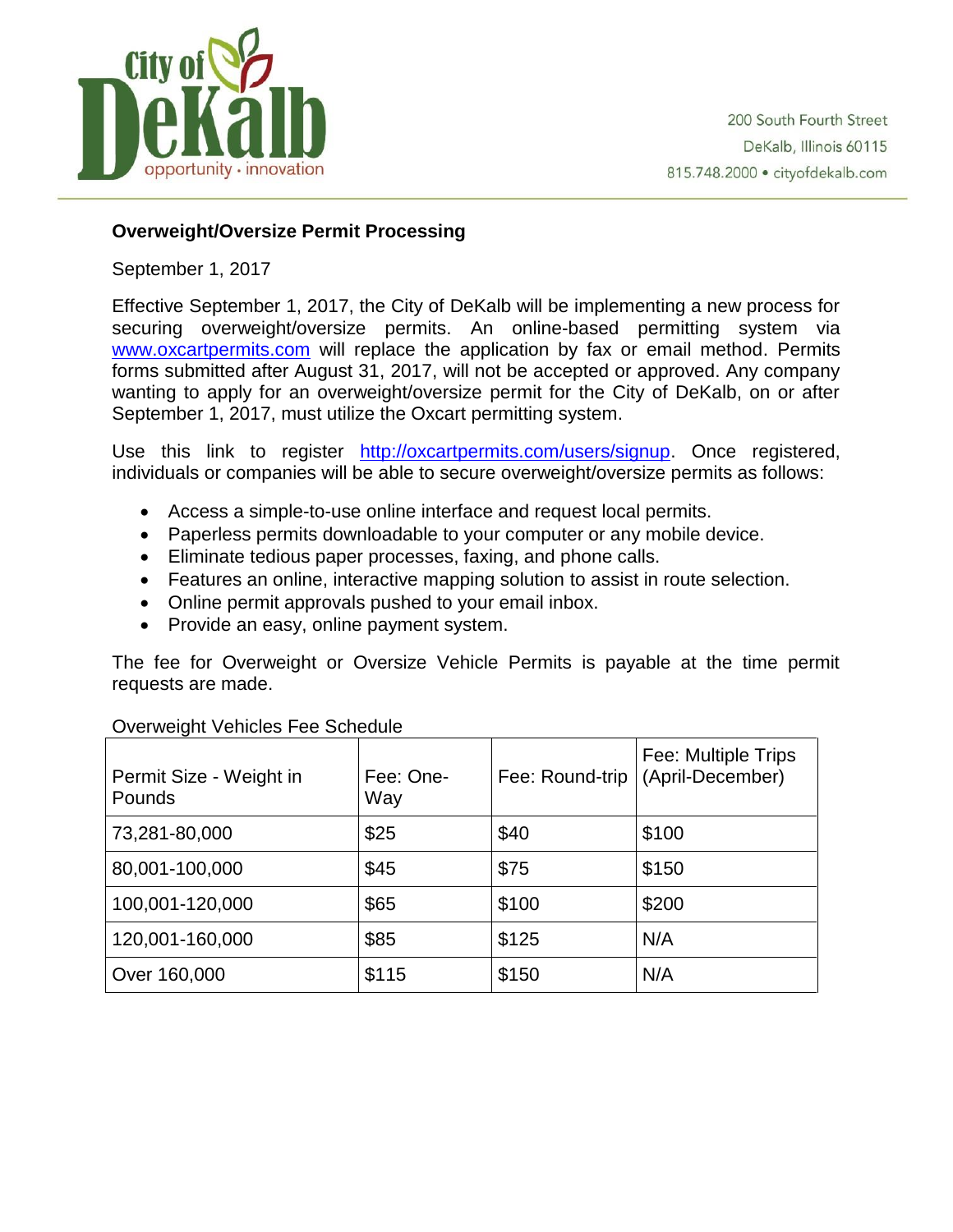City of DeKalb
opportunity · innovation

200 South Fourth Street
DeKalb, Illinois 60115
815.748.2000 • cityofdekalb.com

**Overweight/Oversize Permit Processing**

September 1, 2017

Effective September 1, 2017, the City of DeKalb will be implementing a new process for securing overweight/oversize permits. An online-based permitting system via www.oxcartpermits.com will replace the application by fax or email method. Permits forms submitted after August 31, 2017, will not be accepted or approved. Any company wanting to apply for an overweight/oversize permit for the City of DeKalb, on or after September 1, 2017, must utilize the Oxcart permitting system.

Use this link to register http://oxcartpermits.com/users/signup. Once registered, individuals or companies will be able to secure overweight/oversize permits as follows:

- Access a simple-to-use online interface and request local permits.
- Paperless permits downloadable to your computer or any mobile device.
- Eliminate tedious paper processes, faxing, and phone calls.
- Features an online, interactive mapping solution to assist in route selection.
- Online permit approvals pushed to your email inbox.
- Provide an easy, online payment system.

The fee for Overweight or Oversize Vehicle Permits is payable at the time permit requests are made.

Overweight Vehicles Fee Schedule

| Permit Size - Weight in Pounds | Fee: One-Way | Fee: Round-trip | Fee: Multiple Trips (April-December) |
|---|---|---|---|
| 73,281-80,000 | $25 | $40 | $100 |
| 80,001-100,000 | $45 | $75 | $150 |
| 100,001-120,000 | $65 | $100 | $200 |
| 120,001-160,000 | $85 | $125 | N/A |
| Over 160,000 | $115 | $150 | N/A |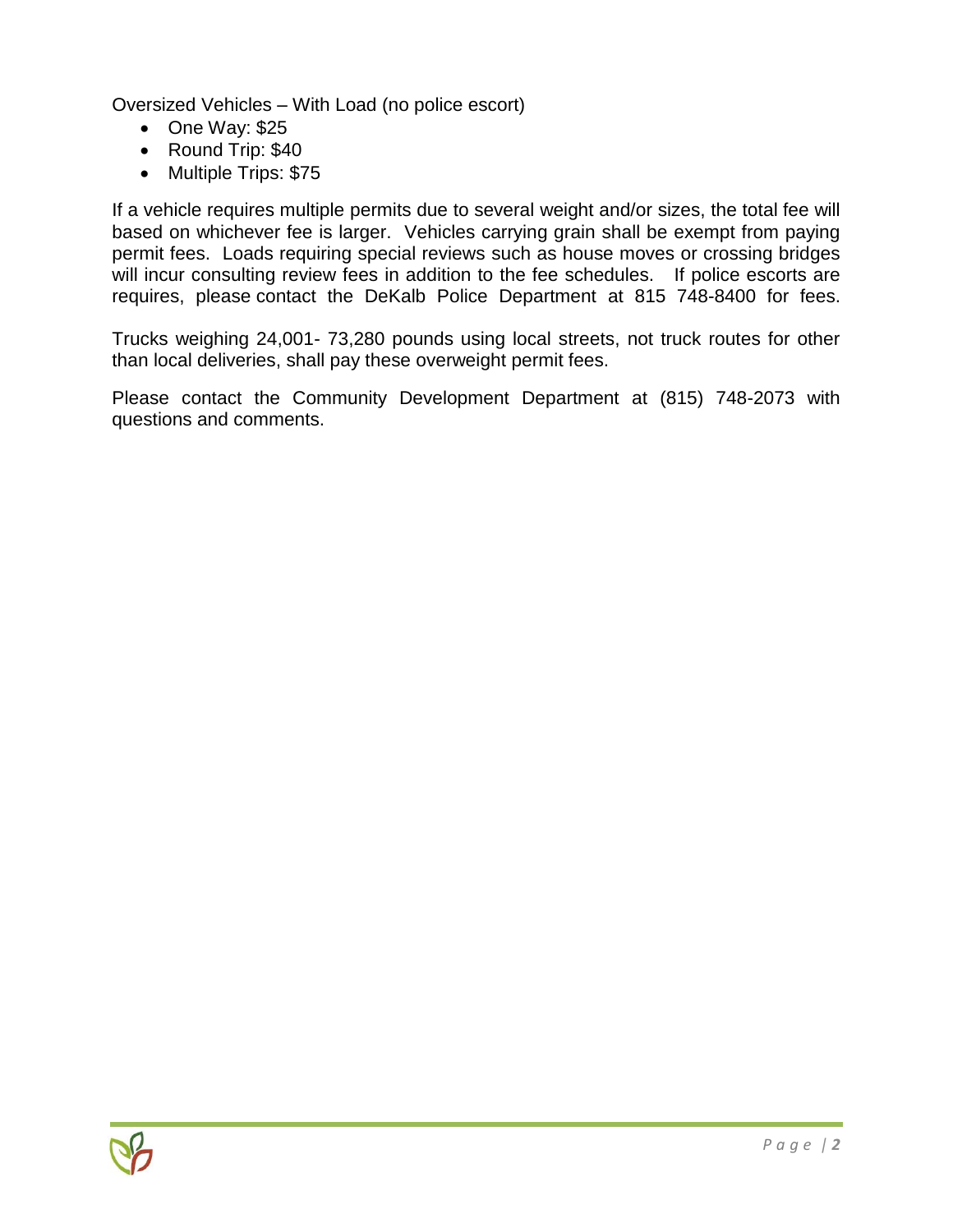Oversized Vehicles – With Load (no police escort)

- One Way: $25
- Round Trip: $40
- Multiple Trips: $75

If a vehicle requires multiple permits due to several weight and/or sizes, the total fee will based on whichever fee is larger. Vehicles carrying grain shall be exempt from paying permit fees. Loads requiring special reviews such as house moves or crossing bridges will incur consulting review fees in addition to the fee schedules. If police escorts are requires, please contact the DeKalb Police Department at 815 748-8400 for fees.

Trucks weighing 24,001- 73,280 pounds using local streets, not truck routes for other than local deliveries, shall pay these overweight permit fees.

Please contact the Community Development Department at (815) 748-2073 with questions and comments.